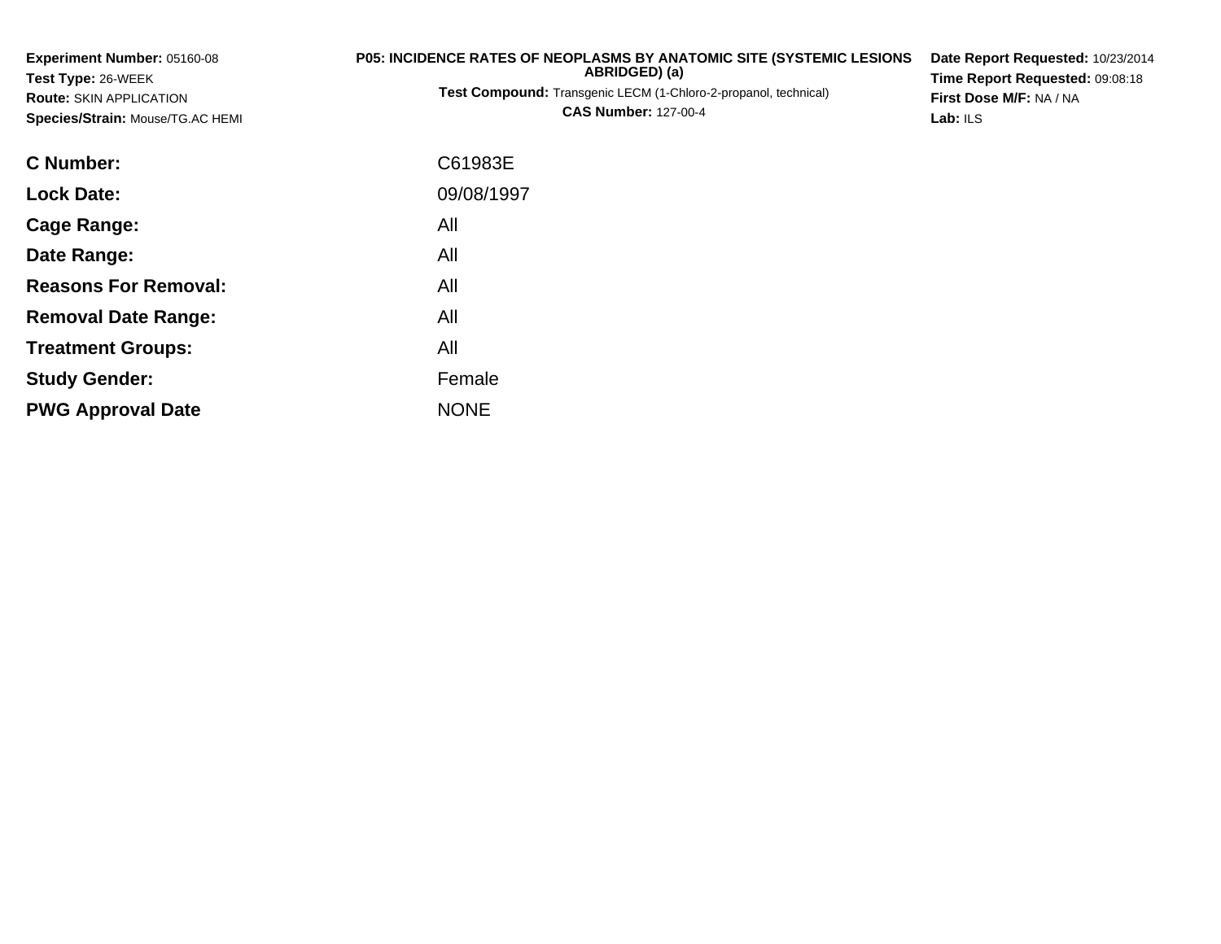**Experiment Number:** 05160-08
**Test Type:** 26-WEEK
**Route:** SKIN APPLICATION
**Species/Strain:** Mouse/TG.AC HEMI

**P05: INCIDENCE RATES OF NEOPLASMS BY ANATOMIC SITE (SYSTEMIC LESIONS ABRIDGED) (a)**
**Test Compound:** Transgenic LECM (1-Chloro-2-propanol, technical)
**CAS Number:** 127-00-4

**Date Report Requested:** 10/23/2014
**Time Report Requested:** 09:08:18
**First Dose M/F:** NA / NA
**Lab:** ILS

| | |
|---|---|
| **C Number:** | C61983E |
| **Lock Date:** | 09/08/1997 |
| **Cage Range:** | All |
| **Date Range:** | All |
| **Reasons For Removal:** | All |
| **Removal Date Range:** | All |
| **Treatment Groups:** | All |
| **Study Gender:** | Female |
| **PWG Approval Date** | NONE |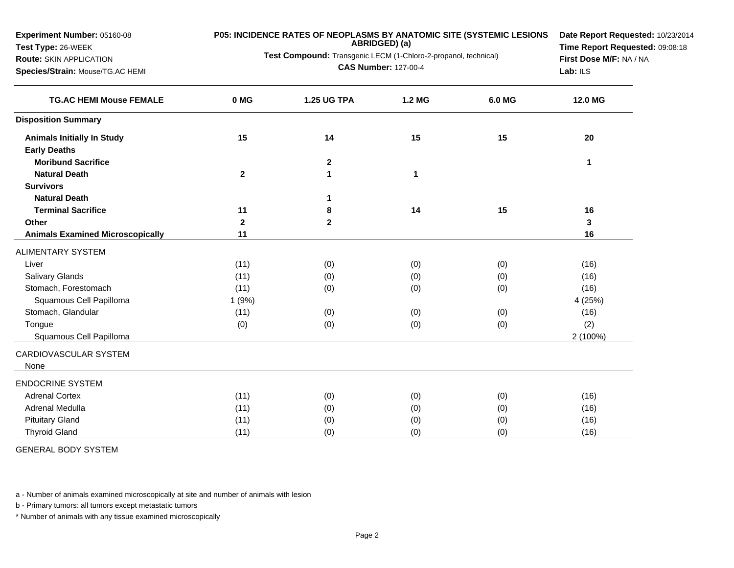**Experiment Number:** 05160-08
**Test Type:** 26-WEEK
**Route:** SKIN APPLICATION
**Species/Strain:** Mouse/TG.AC HEMI

**P05: INCIDENCE RATES OF NEOPLASMS BY ANATOMIC SITE (SYSTEMIC LESIONS ABRIDGED) (a)**
**Test Compound:** Transgenic LECM (1-Chloro-2-propanol, technical)
**CAS Number:** 127-00-4

**Date Report Requested:** 10/23/2014
**Time Report Requested:** 09:08:18
**First Dose M/F:** NA / NA
**Lab:** ILS

| TG.AC HEMI Mouse FEMALE | 0 MG | 1.25 UG TPA | 1.2 MG | 6.0 MG | 12.0 MG |
|---|---|---|---|---|---|
| **Disposition Summary** | | | | | |
| **Animals Initially In Study** | **15** | **14** | **15** | **15** | **20** |
| **Early Deaths** | | | | | |
| **Moribund Sacrifice** | | **2** | | | **1** |
| **Natural Death** | **2** | **1** | **1** | | |
| **Survivors** | | | | | |
| **Natural Death** | | **1** | | | |
| **Terminal Sacrifice** | **11** | **8** | **14** | **15** | **16** |
| **Other** | **2** | **2** | | | **3** |
| **Animals Examined Microscopically** | **11** | | | | **16** |
| ALIMENTARY SYSTEM | | | | | |
| Liver | (11) | (0) | (0) | (0) | (16) |
| Salivary Glands | (11) | (0) | (0) | (0) | (16) |
| Stomach, Forestomach | (11) | (0) | (0) | (0) | (16) |
| Squamous Cell Papilloma | 1 (9%) | | | | 4 (25%) |
| Stomach, Glandular | (11) | (0) | (0) | (0) | (16) |
| Tongue | (0) | (0) | (0) | (0) | (2) |
| Squamous Cell Papilloma | | | | | 2 (100%) |
| CARDIOVASCULAR SYSTEM | | | | | |
| None | | | | | |
| ENDOCRINE SYSTEM | | | | | |
| Adrenal Cortex | (11) | (0) | (0) | (0) | (16) |
| Adrenal Medulla | (11) | (0) | (0) | (0) | (16) |
| Pituitary Gland | (11) | (0) | (0) | (0) | (16) |
| Thyroid Gland | (11) | (0) | (0) | (0) | (16) |
| GENERAL BODY SYSTEM | | | | | |

a - Number of animals examined microscopically at site and number of animals with lesion

b - Primary tumors: all tumors except metastatic tumors

* Number of animals with any tissue examined microscopically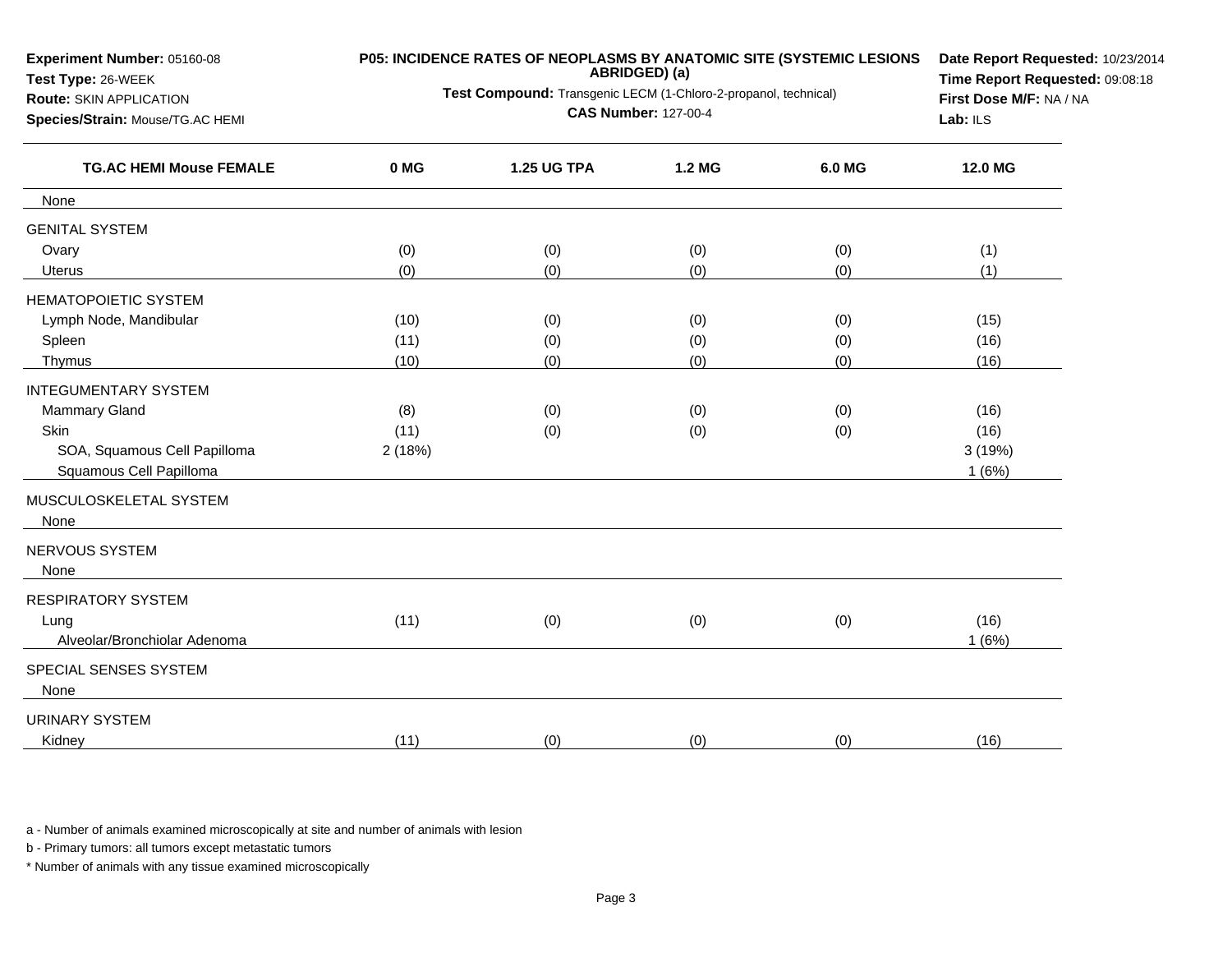**Experiment Number:** 05160-08
**Test Type:** 26-WEEK
**Route:** SKIN APPLICATION
**Species/Strain:** Mouse/TG.AC HEMI

**P05: INCIDENCE RATES OF NEOPLASMS BY ANATOMIC SITE (SYSTEMIC LESIONS ABRIDGED) (a)**

**Test Compound:** Transgenic LECM (1-Chloro-2-propanol, technical)

**CAS Number:** 127-00-4

**Date Report Requested:** 10/23/2014
**Time Report Requested:** 09:08:18
**First Dose M/F:** NA / NA
**Lab:** ILS

| TG.AC HEMI Mouse FEMALE | 0 MG | 1.25 UG TPA | 1.2 MG | 6.0 MG | 12.0 MG |
|---|---|---|---|---|---|
| None | | | | | |
| GENITAL SYSTEM | | | | | |
| Ovary | (0) | (0) | (0) | (0) | (1) |
| Uterus | (0) | (0) | (0) | (0) | (1) |
| HEMATOPOIETIC SYSTEM | | | | | |
| Lymph Node, Mandibular | (10) | (0) | (0) | (0) | (15) |
| Spleen | (11) | (0) | (0) | (0) | (16) |
| Thymus | (10) | (0) | (0) | (0) | (16) |
| INTEGUMENTARY SYSTEM | | | | | |
| Mammary Gland | (8) | (0) | (0) | (0) | (16) |
| Skin | (11) | (0) | (0) | (0) | (16) |
| SOA, Squamous Cell Papilloma | 2 (18%) | | | | 3 (19%) |
| Squamous Cell Papilloma | | | | | 1 (6%) |
| MUSCULOSKELETAL SYSTEM | | | | | |
| None | | | | | |
| NERVOUS SYSTEM | | | | | |
| None | | | | | |
| RESPIRATORY SYSTEM | | | | | |
| Lung | (11) | (0) | (0) | (0) | (16) |
| Alveolar/Bronchiolar Adenoma | | | | | 1 (6%) |
| SPECIAL SENSES SYSTEM | | | | | |
| None | | | | | |
| URINARY SYSTEM | | | | | |
| Kidney | (11) | (0) | (0) | (0) | (16) |

a - Number of animals examined microscopically at site and number of animals with lesion

b - Primary tumors: all tumors except metastatic tumors

* Number of animals with any tissue examined microscopically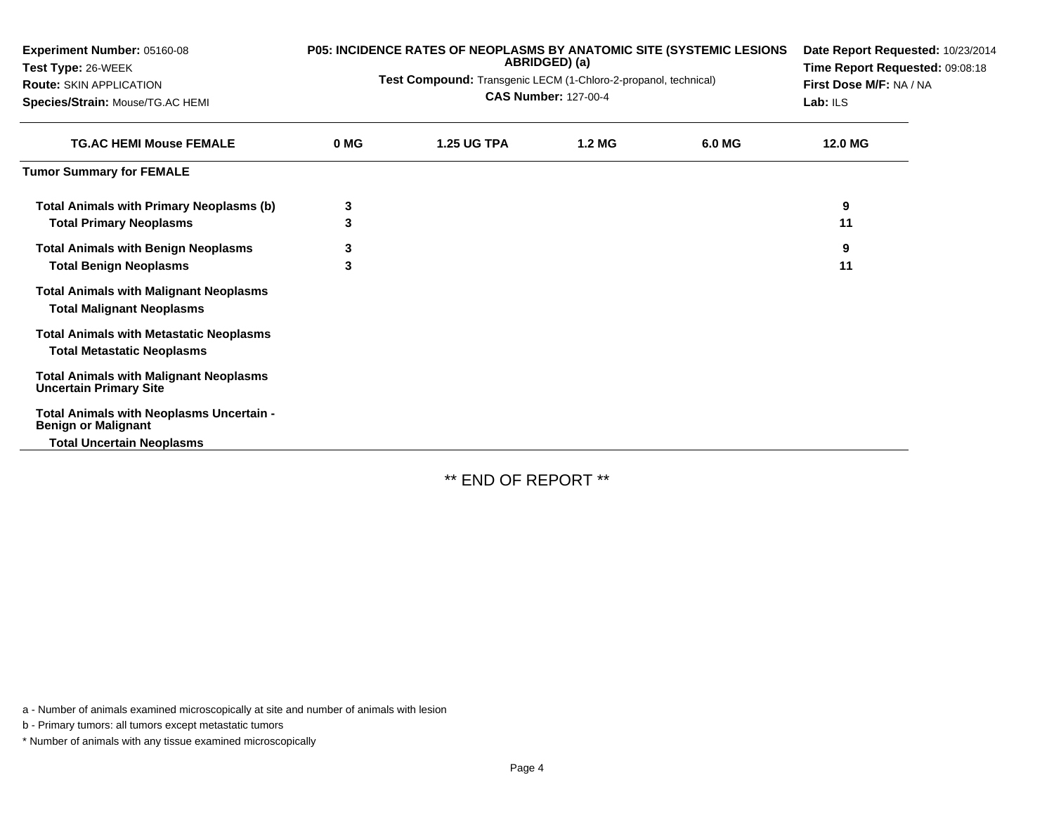**Experiment Number:** 05160-08
**Test Type:** 26-WEEK
**Route:** SKIN APPLICATION
**Species/Strain:** Mouse/TG.AC HEMI

**P05: INCIDENCE RATES OF NEOPLASMS BY ANATOMIC SITE (SYSTEMIC LESIONS ABRIDGED) (a)**

**Test Compound:** Transgenic LECM (1-Chloro-2-propanol, technical)

**CAS Number:** 127-00-4

**Date Report Requested:** 10/23/2014
**Time Report Requested:** 09:08:18
**First Dose M/F:** NA / NA
**Lab:** ILS

| TG.AC HEMI Mouse FEMALE | 0 MG | 1.25 UG TPA | 1.2 MG | 6.0 MG | 12.0 MG |
|---|---|---|---|---|---|
| **Tumor Summary for FEMALE** | | | | | |
| Total Animals with Primary Neoplasms (b) | 3 | | | | 9 |
| Total Primary Neoplasms | 3 | | | | 11 |
| Total Animals with Benign Neoplasms | 3 | | | | 9 |
| Total Benign Neoplasms | 3 | | | | 11 |
| Total Animals with Malignant Neoplasms | | | | | |
| Total Malignant Neoplasms | | | | | |
| Total Animals with Metastatic Neoplasms | | | | | |
| Total Metastatic Neoplasms | | | | | |
| Total Animals with Malignant Neoplasms Uncertain Primary Site | | | | | |
| Total Animals with Neoplasms Uncertain - Benign or Malignant | | | | | |
| Total Uncertain Neoplasms | | | | | |

** END OF REPORT **

a - Number of animals examined microscopically at site and number of animals with lesion

b - Primary tumors: all tumors except metastatic tumors

* Number of animals with any tissue examined microscopically